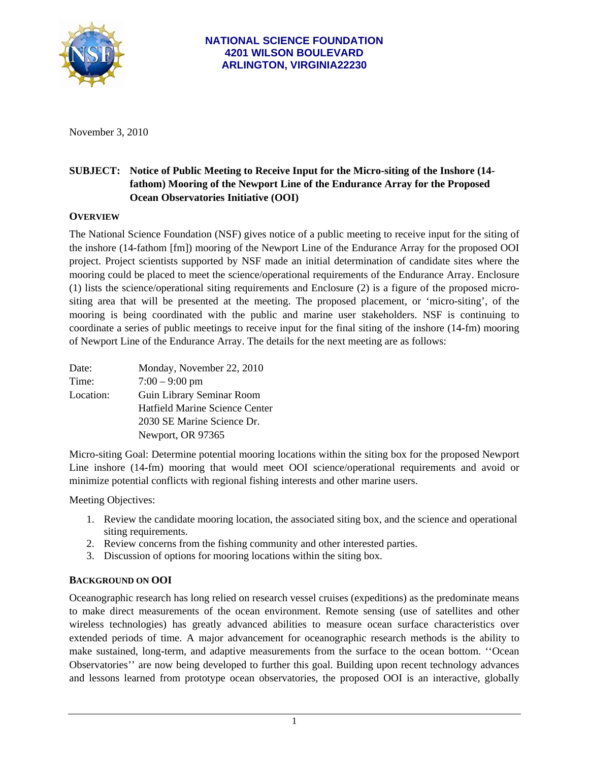**NATIONAL SCIENCE FOUNDATION**
**4201 WILSON BOULEVARD**
**ARLINGTON, VIRGINIA22230**

November 3, 2010

**SUBJECT: Notice of Public Meeting to Receive Input for the Micro-siting of the Inshore (14-fathom) Mooring of the Newport Line of the Endurance Array for the Proposed Ocean Observatories Initiative (OOI)**

## OVERVIEW

The National Science Foundation (NSF) gives notice of a public meeting to receive input for the siting of the inshore (14-fathom [fm]) mooring of the Newport Line of the Endurance Array for the proposed OOI project. Project scientists supported by NSF made an initial determination of candidate sites where the mooring could be placed to meet the science/operational requirements of the Endurance Array. Enclosure (1) lists the science/operational siting requirements and Enclosure (2) is a figure of the proposed micro-siting area that will be presented at the meeting. The proposed placement, or 'micro-siting', of the mooring is being coordinated with the public and marine user stakeholders. NSF is continuing to coordinate a series of public meetings to receive input for the final siting of the inshore (14-fm) mooring of Newport Line of the Endurance Array. The details for the next meeting are as follows:

| | |
|---|---|
| Date: | Monday, November 22, 2010 |
| Time: | 7:00 – 9:00 pm |
| Location: | Guin Library Seminar Room<br>Hatfield Marine Science Center<br>2030 SE Marine Science Dr.<br>Newport, OR 97365 |

Micro-siting Goal: Determine potential mooring locations within the siting box for the proposed Newport Line inshore (14-fm) mooring that would meet OOI science/operational requirements and avoid or minimize potential conflicts with regional fishing interests and other marine users.

Meeting Objectives:

1. Review the candidate mooring location, the associated siting box, and the science and operational siting requirements.
2. Review concerns from the fishing community and other interested parties.
3. Discussion of options for mooring locations within the siting box.

## BACKGROUND ON OOI

Oceanographic research has long relied on research vessel cruises (expeditions) as the predominate means to make direct measurements of the ocean environment. Remote sensing (use of satellites and other wireless technologies) has greatly advanced abilities to measure ocean surface characteristics over extended periods of time. A major advancement for oceanographic research methods is the ability to make sustained, long-term, and adaptive measurements from the surface to the ocean bottom. ''Ocean Observatories'' are now being developed to further this goal. Building upon recent technology advances and lessons learned from prototype ocean observatories, the proposed OOI is an interactive, globally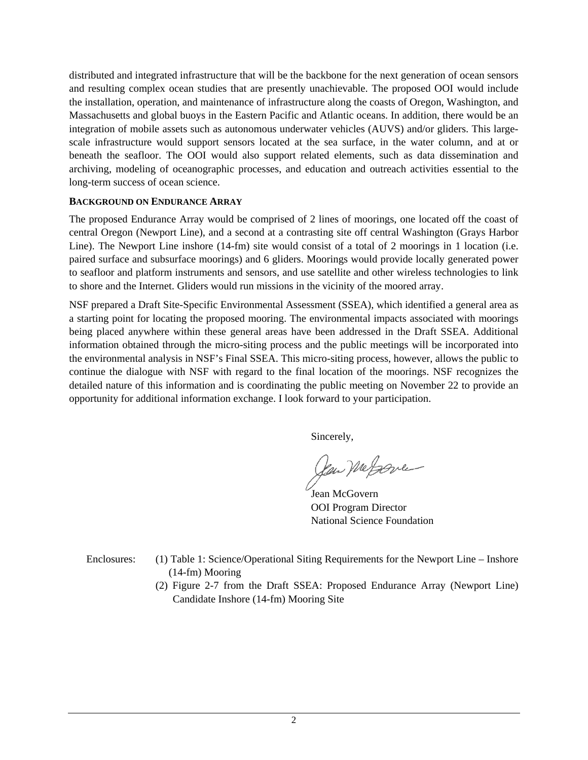distributed and integrated infrastructure that will be the backbone for the next generation of ocean sensors and resulting complex ocean studies that are presently unachievable. The proposed OOI would include the installation, operation, and maintenance of infrastructure along the coasts of Oregon, Washington, and Massachusetts and global buoys in the Eastern Pacific and Atlantic oceans. In addition, there would be an integration of mobile assets such as autonomous underwater vehicles (AUVS) and/or gliders. This large-scale infrastructure would support sensors located at the sea surface, in the water column, and at or beneath the seafloor. The OOI would also support related elements, such as data dissemination and archiving, modeling of oceanographic processes, and education and outreach activities essential to the long-term success of ocean science.

**BACKGROUND ON ENDURANCE ARRAY**

The proposed Endurance Array would be comprised of 2 lines of moorings, one located off the coast of central Oregon (Newport Line), and a second at a contrasting site off central Washington (Grays Harbor Line). The Newport Line inshore (14-fm) site would consist of a total of 2 moorings in 1 location (i.e. paired surface and subsurface moorings) and 6 gliders. Moorings would provide locally generated power to seafloor and platform instruments and sensors, and use satellite and other wireless technologies to link to shore and the Internet. Gliders would run missions in the vicinity of the moored array.

NSF prepared a Draft Site-Specific Environmental Assessment (SSEA), which identified a general area as a starting point for locating the proposed mooring. The environmental impacts associated with moorings being placed anywhere within these general areas have been addressed in the Draft SSEA. Additional information obtained through the micro-siting process and the public meetings will be incorporated into the environmental analysis in NSF's Final SSEA. This micro-siting process, however, allows the public to continue the dialogue with NSF with regard to the final location of the moorings. NSF recognizes the detailed nature of this information and is coordinating the public meeting on November 22 to provide an opportunity for additional information exchange. I look forward to your participation.

Sincerely,

Jean McGovern
OOI Program Director
National Science Foundation

Enclosures:
(1) Table 1: Science/Operational Siting Requirements for the Newport Line – Inshore (14-fm) Mooring
(2) Figure 2-7 from the Draft SSEA: Proposed Endurance Array (Newport Line) Candidate Inshore (14-fm) Mooring Site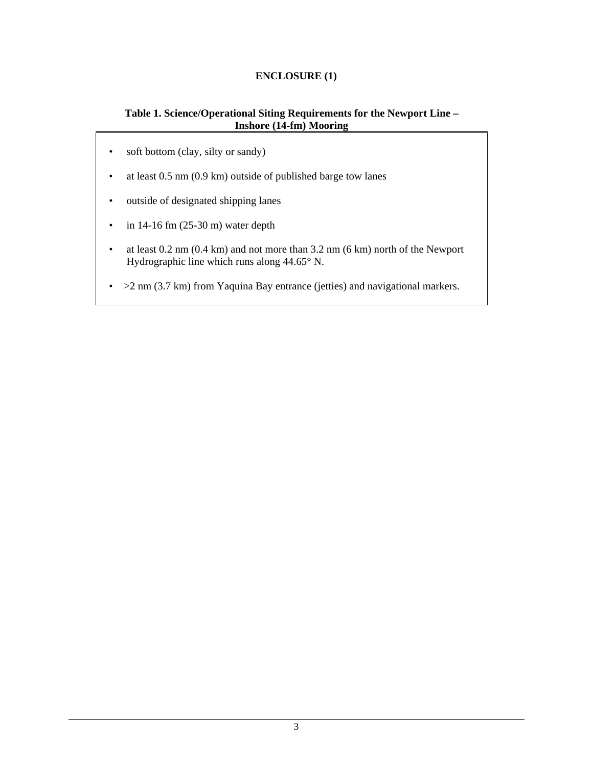**ENCLOSURE (1)**

**Table 1. Science/Operational Siting Requirements for the Newport Line – Inshore (14-fm) Mooring**

- soft bottom (clay, silty or sandy)
- at least 0.5 nm (0.9 km) outside of published barge tow lanes
- outside of designated shipping lanes
- in 14-16 fm (25-30 m) water depth
- at least 0.2 nm (0.4 km) and not more than 3.2 nm (6 km) north of the Newport Hydrographic line which runs along 44.65° N.
- >2 nm (3.7 km) from Yaquina Bay entrance (jetties) and navigational markers.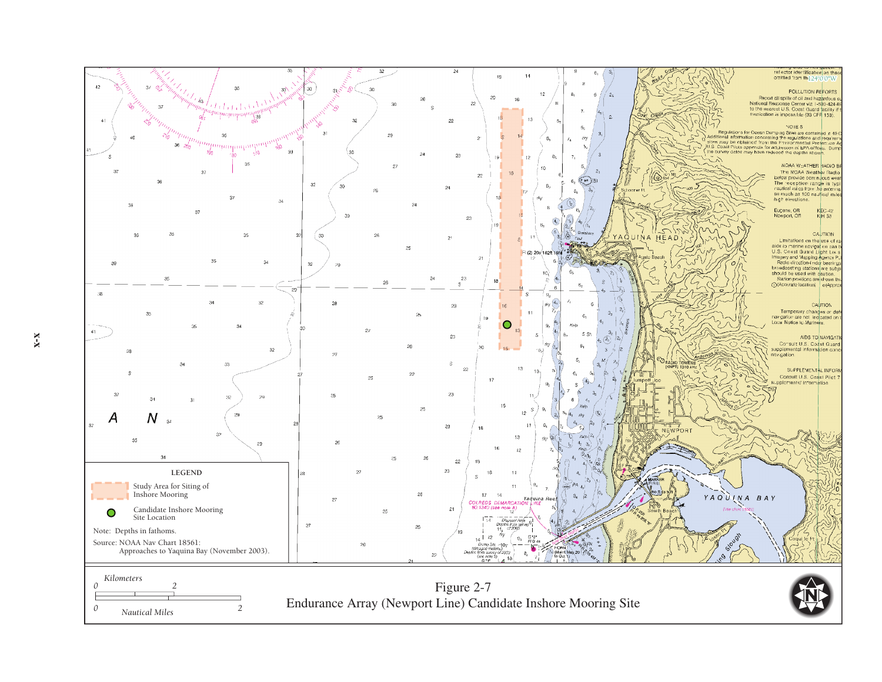LEGEND

Study Area for Siting of Inshore Mooring

Candidate Inshore Mooring Site Location

Note: Depths in fathoms.

Source: NOAA Nav Chart 18561: Approaches to Yaquina Bay (November 2003).

Kilometers
0 2

Nautical Miles
0 2

Figure 2-7
Endurance Array (Newport Line) Candidate Inshore Mooring Site